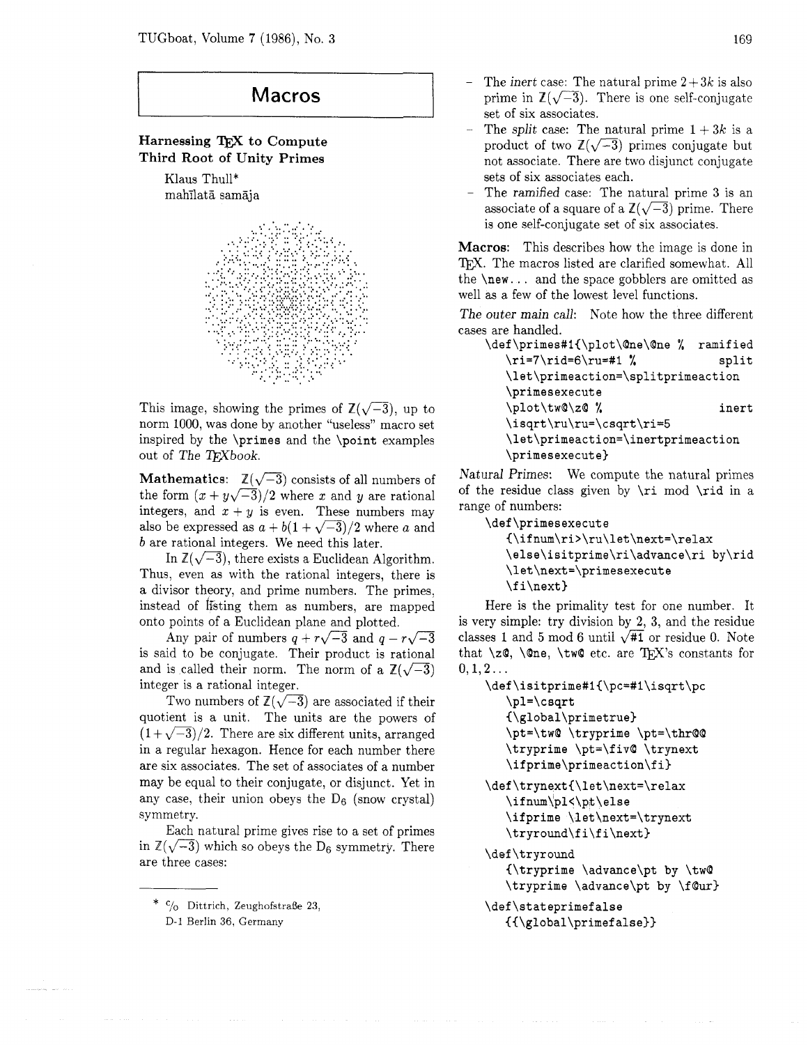# Macros

## Harnessing TEX to Compute Third Root of Unity Primes

Klaus Thull*
mahīlatā samāja

This image, showing the primes of $\mathbb{Z}(\sqrt{-3})$, up to norm 1000, was done by another "useless" macro set inspired by the `\primes` and the `\point` examples out of *The TEXbook*.

**Mathematics:** $\mathbb{Z}(\sqrt{-3})$ consists of all numbers of the form $(x + y\sqrt{-3})/2$ where $x$ and $y$ are rational integers, and $x + y$ is even. These numbers may also be expressed as $a + b(1 + \sqrt{-3})/2$ where $a$ and $b$ are rational integers. We need this later.

In $\mathbb{Z}(\sqrt{-3})$, there exists a Euclidean Algorithm. Thus, even as with the rational integers, there is a divisor theory, and prime numbers. The primes, instead of listing them as numbers, are mapped onto points of a Euclidean plane and plotted.

Any pair of numbers $q + r\sqrt{-3}$ and $q - r\sqrt{-3}$ is said to be conjugate. Their product is rational and is called their norm. The norm of a $\mathbb{Z}(\sqrt{-3})$ integer is a rational integer.

Two numbers of $\mathbb{Z}(\sqrt{-3})$ are associated if their quotient is a unit. The units are the powers of $(1 + \sqrt{-3})/2$. There are six different units, arranged in a regular hexagon. Hence for each number there are six associates. The set of associates of a number may be equal to their conjugate, or disjunct. Yet in any case, their union obeys the $D_6$ (snow crystal) symmetry.

Each natural prime gives rise to a set of primes in $\mathbb{Z}(\sqrt{-3})$ which so obeys the $D_6$ symmetry. There are three cases:

- The *inert* case: The natural prime $2 + 3k$ is also prime in $\mathbb{Z}(\sqrt{-3})$. There is one self-conjugate set of six associates.
- The *split* case: The natural prime $1 + 3k$ is a product of two $\mathbb{Z}(\sqrt{-3})$ primes conjugate but not associate. There are two disjunct conjugate sets of six associates each.
- The *ramified* case: The natural prime 3 is an associate of a square of a $\mathbb{Z}(\sqrt{-3})$ prime. There is one self-conjugate set of six associates.

**Macros:** This describes how the image is done in TEX. The macros listed are clarified somewhat. All the `\new...` and the space gobblers are omitted as well as a few of the lowest level functions.

*The outer main call:* Note how the three different cases are handled.

```
\def\primes#1{\plot\@ne\@ne %   ramified
   \ri=7\rid=6\ru=#1 %             split
   \let\primeaction=\splitprimeaction
   \primesexecute
   \plot\tw@\z@ %                 inert
   \isqrt\ru\ru=\csqrt\ri=5
   \let\primeaction=\inertprimeaction
   \primesexecute}
```

*Natural Primes:* We compute the natural primes of the residue class given by `\ri` mod `\rid` in a range of numbers:

```
\def\primesexecute
   {\ifnum\ri>\ru\let\next=\relax
   \else\isitprime\ri\advance\ri by\rid
   \let\next=\primesexecute
   \fi\next}
```

Here is the primality test for one number. It is very simple: try division by 2, 3, and the residue classes 1 and 5 mod 6 until $\sqrt{\#1}$ or residue 0. Note that `\z@`, `\@ne`, `\tw@` etc. are TEX's constants for $0, 1, 2 \ldots$

```
\def\isitprime#1{\pc=#1\isqrt\pc
   \pl=\csqrt
   {\global\primetrue}
   \pt=\tw@ \tryprime \pt=\thr@@
   \tryprime \pt=\fiv@ \trynext
   \ifprime\primeaction\fi}

\def\trynext{\let\next=\relax
   \ifnum\pl<\pt\else
   \ifprime \let\next=\trynext
   \tryround\fi\fi\next}

\def\tryround
   {\tryprime \advance\pt by \tw@
   \tryprime \advance\pt by \f@ur}

\def\stateprimefalse
   {{\global\primefalse}}
```

---

* c/o Dittrich, Zeughofstraße 23, D-1 Berlin 36, Germany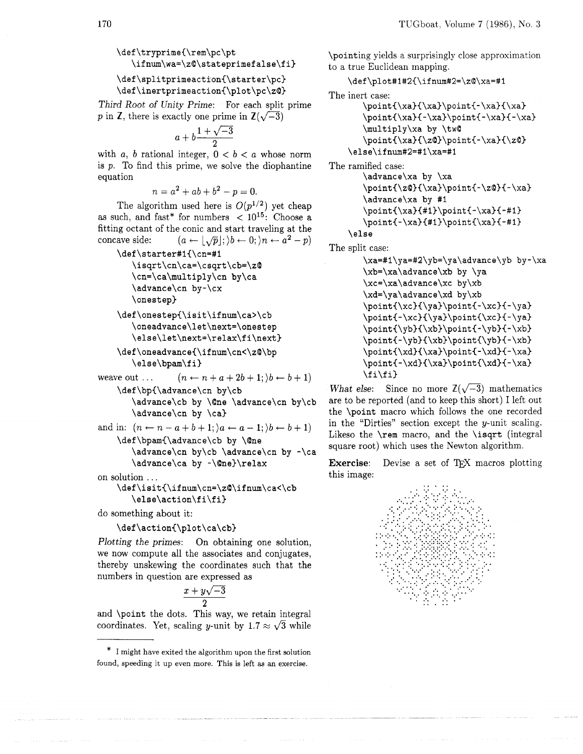```
\def\tryprime{\rem\pc\pt
   \ifnum\wa=\z@\stateprimefalse\fi}
\def\splitprimeaction{\starter\pc}
\def\inertprimeaction{\plot\pc\z@}
```

*Third Root of Unity Prime*: For each split prime $p$ in $\mathbf{Z}$, there is exactly one prime in $\mathbf{Z}(\sqrt{-3})$

$$a + b\frac{1+\sqrt{-3}}{2}$$

with $a$, $b$ rational integer, $0 < b < a$ whose norm is $p$. To find this prime, we solve the diophantine equation

$$n = a^2 + ab + b^2 - p = 0.$$

The algorithm used here is $O(p^{1/2})$ yet cheap as such, and fast* for numbers $< 10^{15}$: Choose a fitting octant of the conic and start traveling at the concave side: $(a \leftarrow \lfloor\sqrt{p}\rfloor;)b \leftarrow 0;)n \leftarrow a^2 - p)$

```
\def\starter#1{\cn=#1
   \isqrt\cn\ca=\csqrt\cb=\z@
   \cn=\ca\multiply\cn by\ca
   \advance\cn by-\cx
   \onestep}
\def\onestep{\isit\ifnum\ca>\cb
   \oneadvance\let\next=\onestep
   \else\let\next=\relax\fi\next}
\def\oneadvance{\ifnum\cn<\z@\bp
   \else\bpam\fi}
```

weave out ... $(n \leftarrow n + a + 2b + 1;)b \leftarrow b + 1)$

```
\def\bp{\advance\cn by\cb
   \advance\cb by \@ne \advance\cn by\cb
   \advance\cn by \ca}
```

and in: $(n \leftarrow n - a + b + 1;)a \leftarrow a - 1;)b \leftarrow b + 1)$

```
\def\bpam{\advance\cb by \@ne
   \advance\cn by\cb \advance\cn by -\ca
   \advance\ca by -\@ne}\relax
```

on solution ...

```
\def\isit{\ifnum\cn=\z@\ifnum\ca<\cb
   \else\action\fi\fi}
```

do something about it:

```
\def\action{\plot\ca\cb}
```

*Plotting the primes*: On obtaining one solution, we now compute all the associates and conjugates, thereby unskewing the coordinates such that the numbers in question are expressed as

$$\frac{x + y\sqrt{-3}}{2}$$

and `\point` the dots. This way, we retain integral coordinates. Yet, scaling $y$-unit by $1.7 \approx \sqrt{3}$ while `\pointing` yields a surprisingly close approximation to a true Euclidean mapping.

```
\def\plot#1#2{\ifnum#2=\z@\xa=#1
```

The inert case:

```
   \point{\xa}{\xa}\point{-\xa}{\xa}
   \point{\xa}{-\xa}\point{-\xa}{-\xa}
   \multiply\xa by \tw@
   \point{\xa}{\z@}\point{-\xa}{\z@}
\else\ifnum#2=#1\xa=#1
```

The ramified case:

```
   \advance\xa by \xa
   \point{\z@}{\xa}\point{-\z@}{-\xa}
   \advance\xa by #1
   \point{\xa}{#1}\point{-\xa}{-#1}
   \point{-\xa}{#1}\point{\xa}{-#1}
\else
```

The split case:

```
   \xa=#1\ya=#2\yb=\ya\advance\yb by-\xa
   \xb=\xa\advance\xb by \ya
   \xc=\xa\advance\xc by\xb
   \xd=\ya\advance\xd by\xb
   \point{\xc}{\ya}\point{-\xc}{-\ya}
   \point{-\xc}{\ya}\point{\xc}{-\ya}
   \point{\yb}{\xb}\point{-\yb}{-\xb}
   \point{-\yb}{\xb}\point{\yb}{-\xb}
   \point{\xd}{\xa}\point{-\xd}{-\xa}
   \point{-\xd}{\xa}\point{\xd}{-\xa}
   \fi\fi}
```

*What else*: Since no more $\mathbf{Z}(\sqrt{-3})$ mathematics are to be reported (and to keep this short) I left out the `\point` macro which follows the one recorded in the "Dirties" section except the $y$-unit scaling. Likeso the `\rem` macro, and the `\isqrt` (integral square root) which uses the Newton algorithm.

**Exercise**: Devise a set of TeX macros plotting this image:

---

\* I might have exited the algorithm upon the first solution found, speeding it up even more. This is left as an exercise.